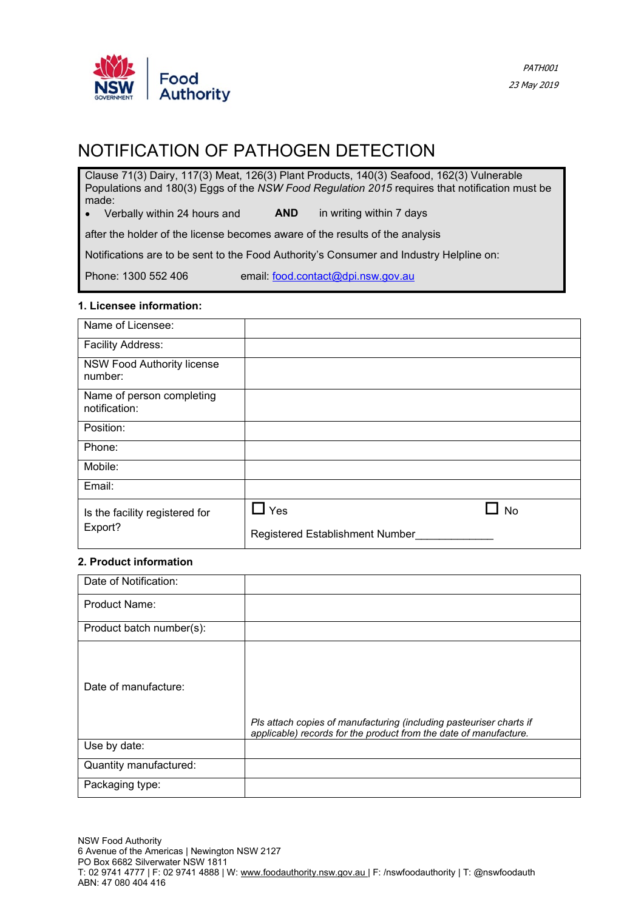NSW Government | Food Authority

*PATH001*

*23 May 2019*

# NOTIFICATION OF PATHOGEN DETECTION

Clause 71(3) Dairy, 117(3) Meat, 126(3) Plant Products, 140(3) Seafood, 162(3) Vulnerable Populations and 180(3) Eggs of the *NSW Food Regulation 2015* requires that notification must be made:

- Verbally within 24 hours and **AND** in writing within 7 days

after the holder of the license becomes aware of the results of the analysis

Notifications are to be sent to the Food Authority's Consumer and Industry Helpline on:

Phone: 1300 552 406 email: food.contact@dpi.nsw.gov.au

### 1. Licensee information:

| | |
|---|---|
| Name of Licensee: | |
| Facility Address: | |
| NSW Food Authority license number: | |
| Name of person completing notification: | |
| Position: | |
| Phone: | |
| Mobile: | |
| Email: | |
| Is the facility registered for Export? | ☐ Yes ☐ No<br>Registered Establishment Number_____________ |

### 2. Product information

| | |
|---|---|
| Date of Notification: | |
| Product Name: | |
| Product batch number(s): | |
| Date of manufacture: | *Pls attach copies of manufacturing (including pasteuriser charts if applicable) records for the product from the date of manufacture.* |
| Use by date: | |
| Quantity manufactured: | |
| Packaging type: | |

NSW Food Authority
6 Avenue of the Americas | Newington NSW 2127
PO Box 6682 Silverwater NSW 1811
T: 02 9741 4777 | F: 02 9741 4888 | W: www.foodauthority.nsw.gov.au | F: /nswfoodauthority | T: @nswfoodauth
ABN: 47 080 404 416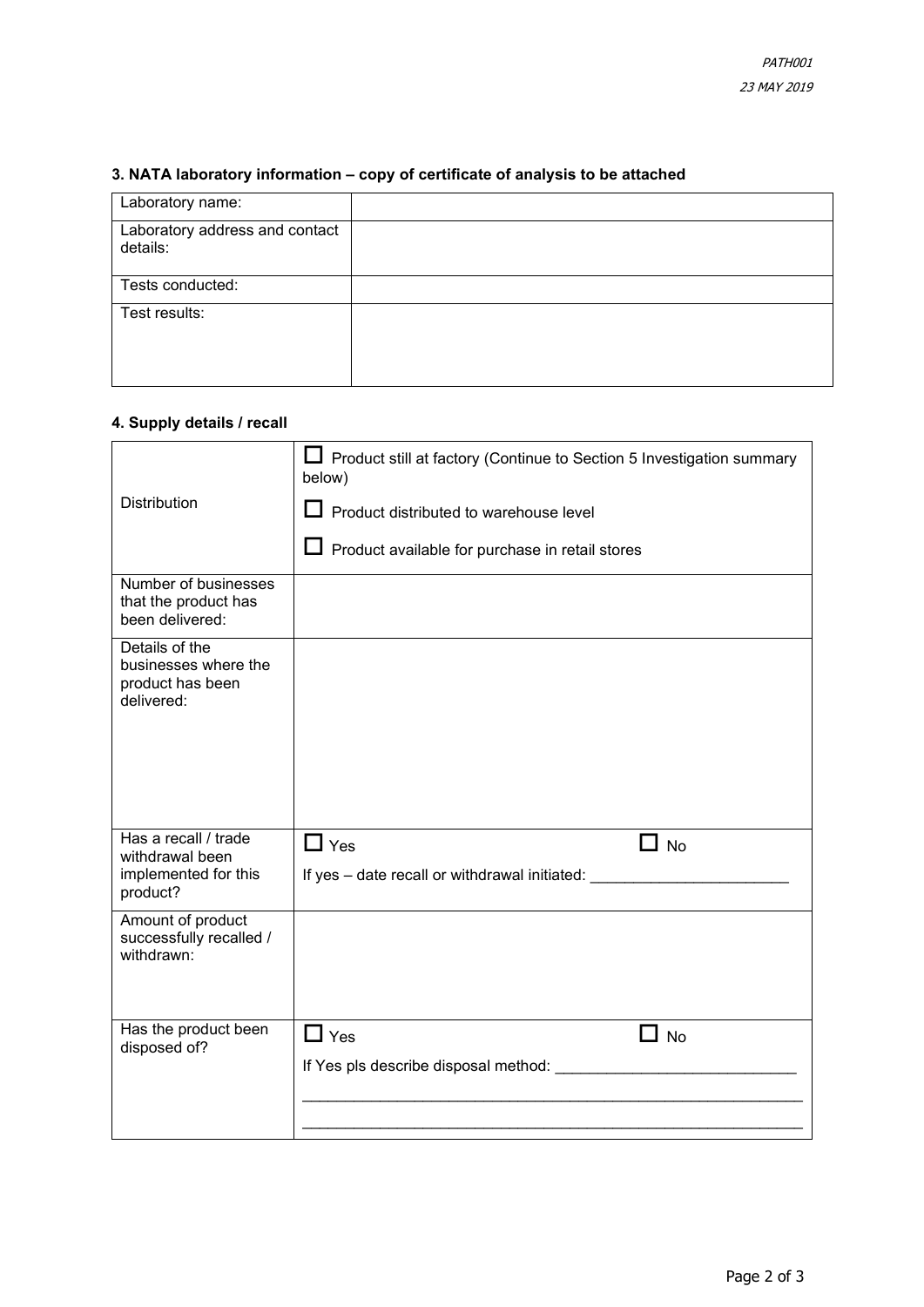### 3. NATA laboratory information – copy of certificate of analysis to be attached

| Laboratory name: | |
|---|---|
| Laboratory address and contact details: | |
| Tests conducted: | |
| Test results: | |

### 4. Supply details / recall

| Distribution | ☐ Product still at factory (Continue to Section 5 Investigation summary below)<br>☐ Product distributed to warehouse level<br>☐ Product available for purchase in retail stores |
|---|---|
| Number of businesses that the product has been delivered: | |
| Details of the businesses where the product has been delivered: | |
| Has a recall / trade withdrawal been implemented for this product? | ☐ Yes ☐ No<br>If yes – date recall or withdrawal initiated: ______________________ |
| Amount of product successfully recalled / withdrawn: | |
| Has the product been disposed of? | ☐ Yes ☐ No<br>If Yes pls describe disposal method: ___________________________<br>__________________________________________________________<br>__________________________________________________________ |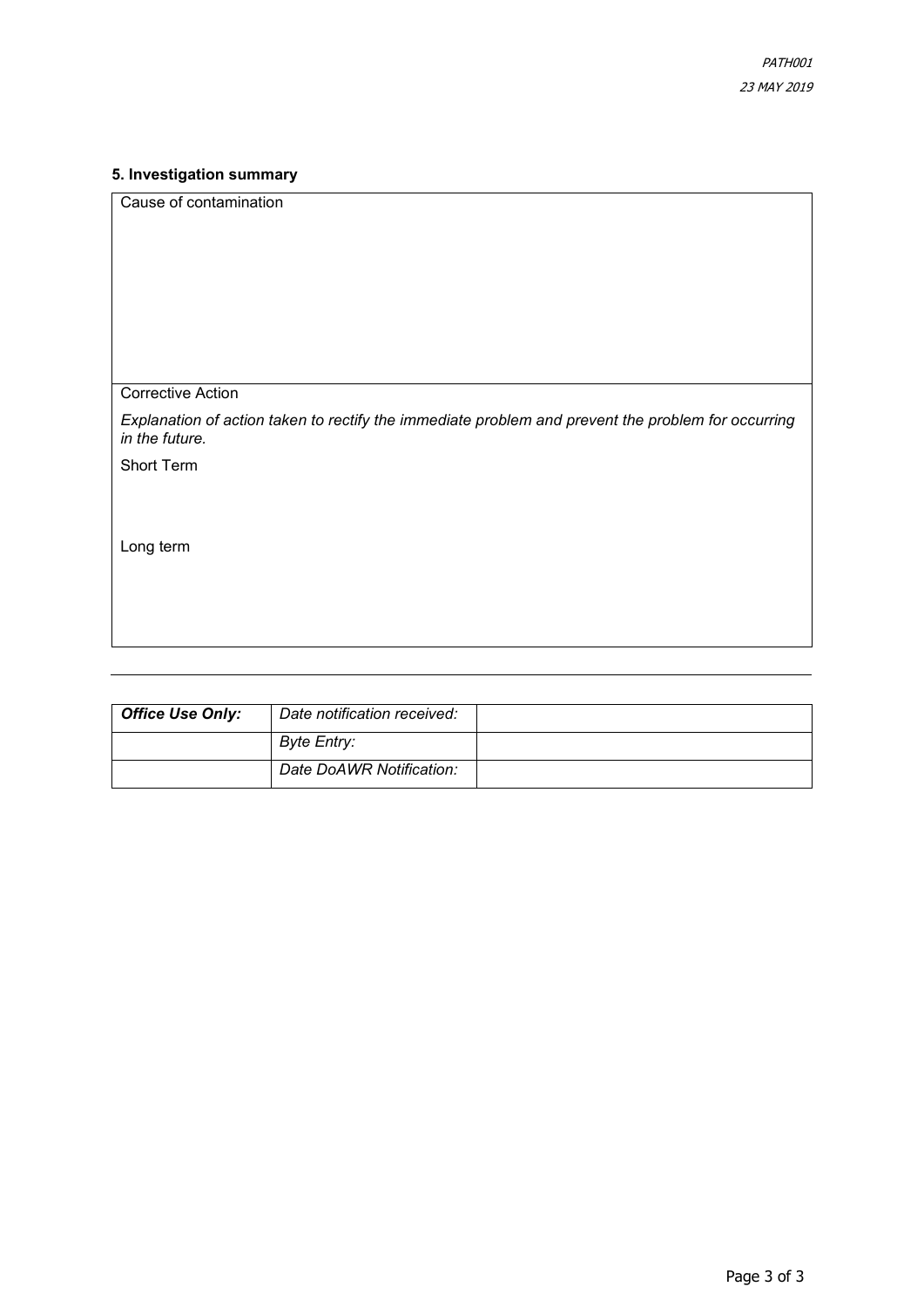## 5. Investigation summary

Cause of contamination

Corrective Action

*Explanation of action taken to rectify the immediate problem and prevent the problem for occurring in the future.*

Short Term

Long term

---

| | | |
|---|---|---|
| ***Office Use Only:*** | *Date notification received:* | |
| | *Byte Entry:* | |
| | *Date DoAWR Notification:* | |